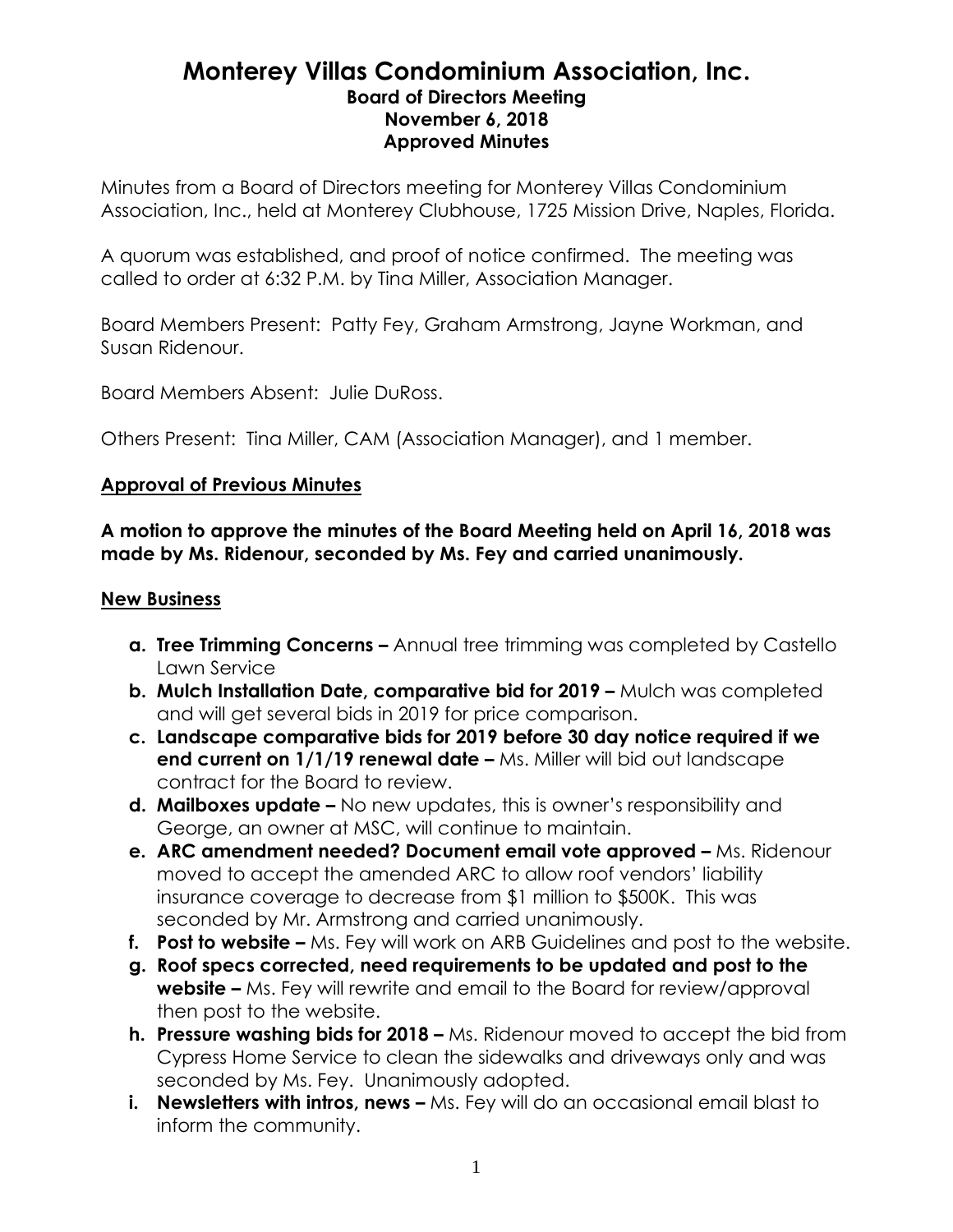# Monterey Villas Condominium Association, Inc.

### Board of Directors Meeting
### November 6, 2018
### Approved Minutes

Minutes from a Board of Directors meeting for Monterey Villas Condominium Association, Inc., held at Monterey Clubhouse, 1725 Mission Drive, Naples, Florida.

A quorum was established, and proof of notice confirmed. The meeting was called to order at 6:32 P.M. by Tina Miller, Association Manager.

Board Members Present: Patty Fey, Graham Armstrong, Jayne Workman, and Susan Ridenour.

Board Members Absent: Julie DuRoss.

Others Present: Tina Miller, CAM (Association Manager), and 1 member.

**Approval of Previous Minutes**

**A motion to approve the minutes of the Board Meeting held on April 16, 2018 was made by Ms. Ridenour, seconded by Ms. Fey and carried unanimously.**

**New Business**

- **a. Tree Trimming Concerns –** Annual tree trimming was completed by Castello Lawn Service
- **b. Mulch Installation Date, comparative bid for 2019 –** Mulch was completed and will get several bids in 2019 for price comparison.
- **c. Landscape comparative bids for 2019 before 30 day notice required if we end current on 1/1/19 renewal date –** Ms. Miller will bid out landscape contract for the Board to review.
- **d. Mailboxes update –** No new updates, this is owner's responsibility and George, an owner at MSC, will continue to maintain.
- **e. ARC amendment needed? Document email vote approved –** Ms. Ridenour moved to accept the amended ARC to allow roof vendors' liability insurance coverage to decrease from $1 million to $500K. This was seconded by Mr. Armstrong and carried unanimously.
- **f. Post to website –** Ms. Fey will work on ARB Guidelines and post to the website.
- **g. Roof specs corrected, need requirements to be updated and post to the website –** Ms. Fey will rewrite and email to the Board for review/approval then post to the website.
- **h. Pressure washing bids for 2018 –** Ms. Ridenour moved to accept the bid from Cypress Home Service to clean the sidewalks and driveways only and was seconded by Ms. Fey. Unanimously adopted.
- **i. Newsletters with intros, news –** Ms. Fey will do an occasional email blast to inform the community.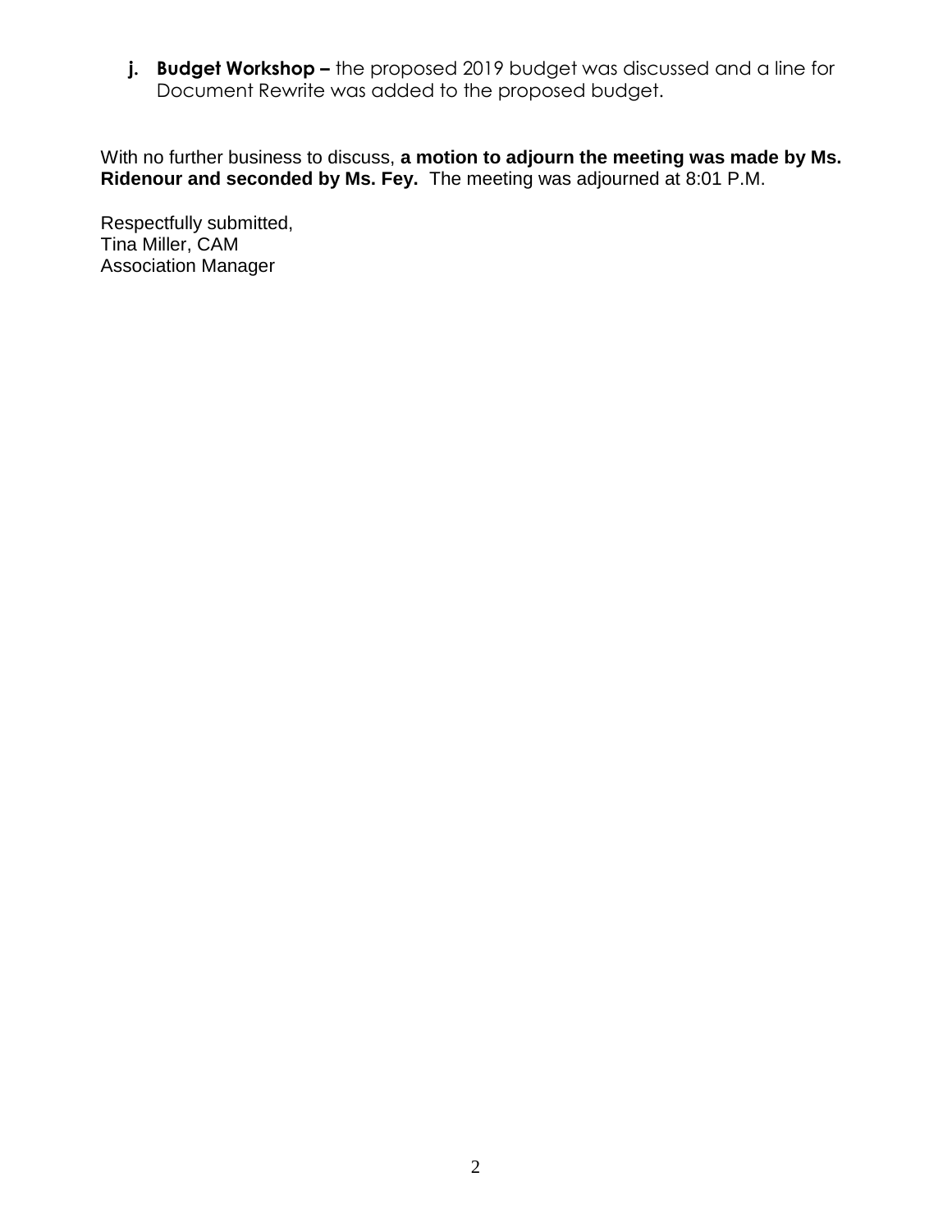j. **Budget Workshop –** the proposed 2019 budget was discussed and a line for Document Rewrite was added to the proposed budget.

With no further business to discuss, **a motion to adjourn the meeting was made by Ms. Ridenour and seconded by Ms. Fey.** The meeting was adjourned at 8:01 P.M.

Respectfully submitted,  
Tina Miller, CAM  
Association Manager